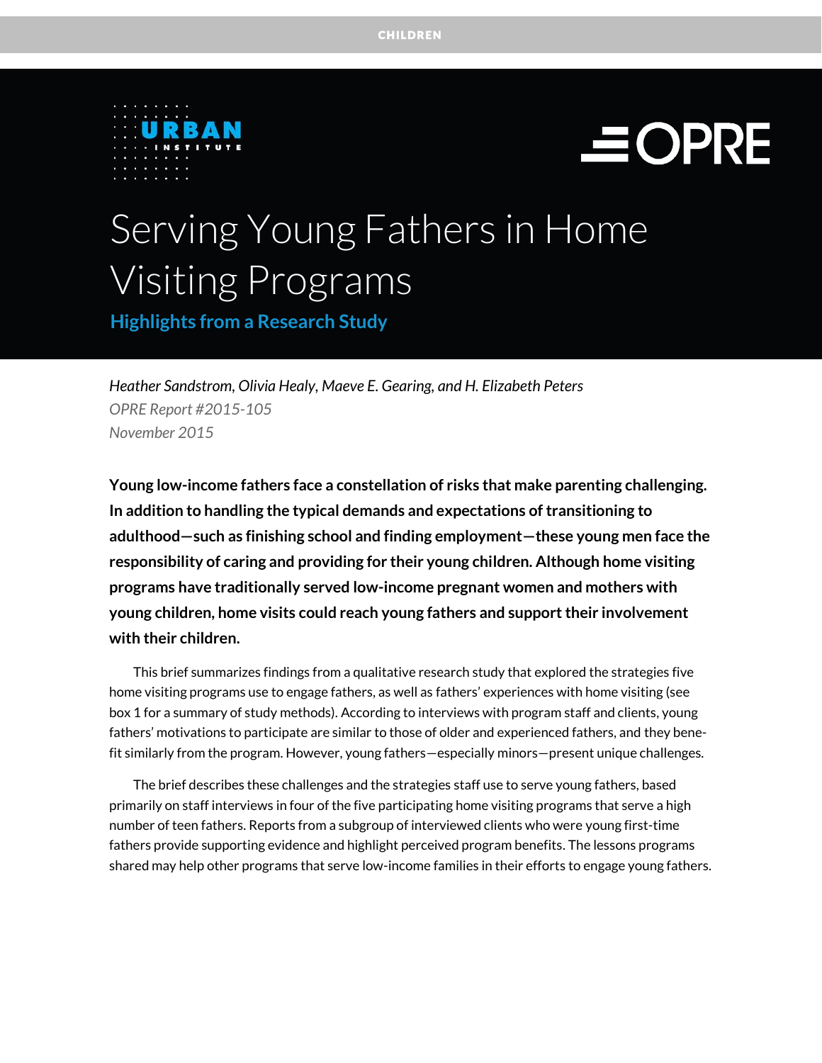CHILDREN

URBAN INSTITUTE

OPRE

# Serving Young Fathers in Home Visiting Programs

## Highlights from a Research Study

*Heather Sandstrom, Olivia Healy, Maeve E. Gearing, and H. Elizabeth Peters*
*OPRE Report #2015-105*
*November 2015*

**Young low-income fathers face a constellation of risks that make parenting challenging. In addition to handling the typical demands and expectations of transitioning to adulthood—such as finishing school and finding employment—these young men face the responsibility of caring and providing for their young children. Although home visiting programs have traditionally served low-income pregnant women and mothers with young children, home visits could reach young fathers and support their involvement with their children.**

This brief summarizes findings from a qualitative research study that explored the strategies five home visiting programs use to engage fathers, as well as fathers' experiences with home visiting (see box 1 for a summary of study methods). According to interviews with program staff and clients, young fathers' motivations to participate are similar to those of older and experienced fathers, and they benefit similarly from the program. However, young fathers—especially minors—present unique challenges.

The brief describes these challenges and the strategies staff use to serve young fathers, based primarily on staff interviews in four of the five participating home visiting programs that serve a high number of teen fathers. Reports from a subgroup of interviewed clients who were young first-time fathers provide supporting evidence and highlight perceived program benefits. The lessons programs shared may help other programs that serve low-income families in their efforts to engage young fathers.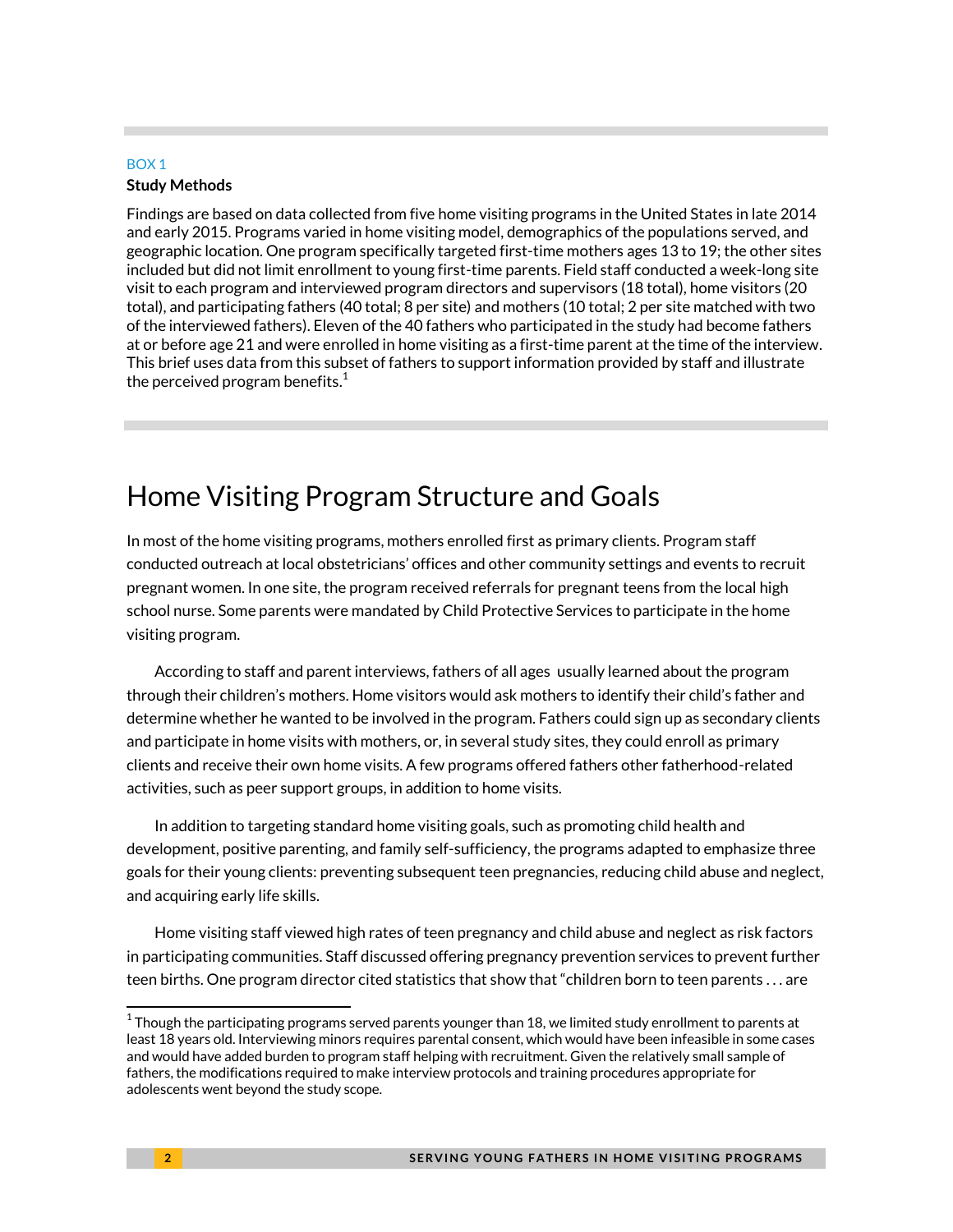BOX 1

**Study Methods**

Findings are based on data collected from five home visiting programs in the United States in late 2014 and early 2015. Programs varied in home visiting model, demographics of the populations served, and geographic location. One program specifically targeted first-time mothers ages 13 to 19; the other sites included but did not limit enrollment to young first-time parents. Field staff conducted a week-long site visit to each program and interviewed program directors and supervisors (18 total), home visitors (20 total), and participating fathers (40 total; 8 per site) and mothers (10 total; 2 per site matched with two of the interviewed fathers). Eleven of the 40 fathers who participated in the study had become fathers at or before age 21 and were enrolled in home visiting as a first-time parent at the time of the interview. This brief uses data from this subset of fathers to support information provided by staff and illustrate the perceived program benefits.[1]

# Home Visiting Program Structure and Goals

In most of the home visiting programs, mothers enrolled first as primary clients. Program staff conducted outreach at local obstetricians' offices and other community settings and events to recruit pregnant women. In one site, the program received referrals for pregnant teens from the local high school nurse. Some parents were mandated by Child Protective Services to participate in the home visiting program.

According to staff and parent interviews, fathers of all ages usually learned about the program through their children's mothers. Home visitors would ask mothers to identify their child's father and determine whether he wanted to be involved in the program. Fathers could sign up as secondary clients and participate in home visits with mothers, or, in several study sites, they could enroll as primary clients and receive their own home visits. A few programs offered fathers other fatherhood-related activities, such as peer support groups, in addition to home visits.

In addition to targeting standard home visiting goals, such as promoting child health and development, positive parenting, and family self-sufficiency, the programs adapted to emphasize three goals for their young clients: preventing subsequent teen pregnancies, reducing child abuse and neglect, and acquiring early life skills.

Home visiting staff viewed high rates of teen pregnancy and child abuse and neglect as risk factors in participating communities. Staff discussed offering pregnancy prevention services to prevent further teen births. One program director cited statistics that show that "children born to teen parents . . . are

---

[1] Though the participating programs served parents younger than 18, we limited study enrollment to parents at least 18 years old. Interviewing minors requires parental consent, which would have been infeasible in some cases and would have added burden to program staff helping with recruitment. Given the relatively small sample of fathers, the modifications required to make interview protocols and training procedures appropriate for adolescents went beyond the study scope.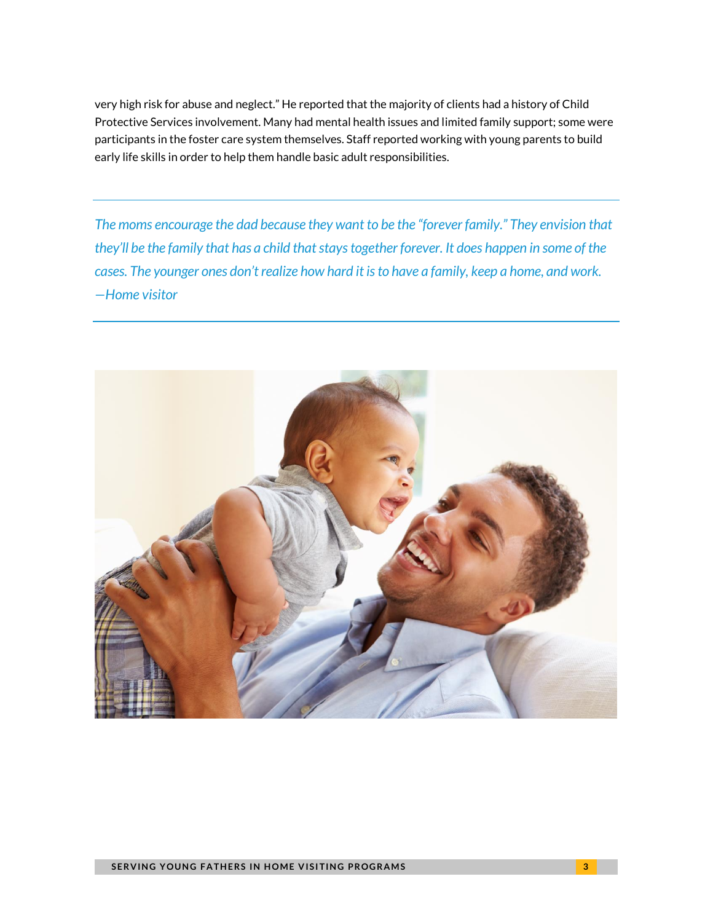very high risk for abuse and neglect." He reported that the majority of clients had a history of Child Protective Services involvement. Many had mental health issues and limited family support; some were participants in the foster care system themselves. Staff reported working with young parents to build early life skills in order to help them handle basic adult responsibilities.

---

*The moms encourage the dad because they want to be the "forever family." They envision that they'll be the family that has a child that stays together forever. It does happen in some of the cases. The younger ones don't realize how hard it is to have a family, keep a home, and work.*
*—Home visitor*

---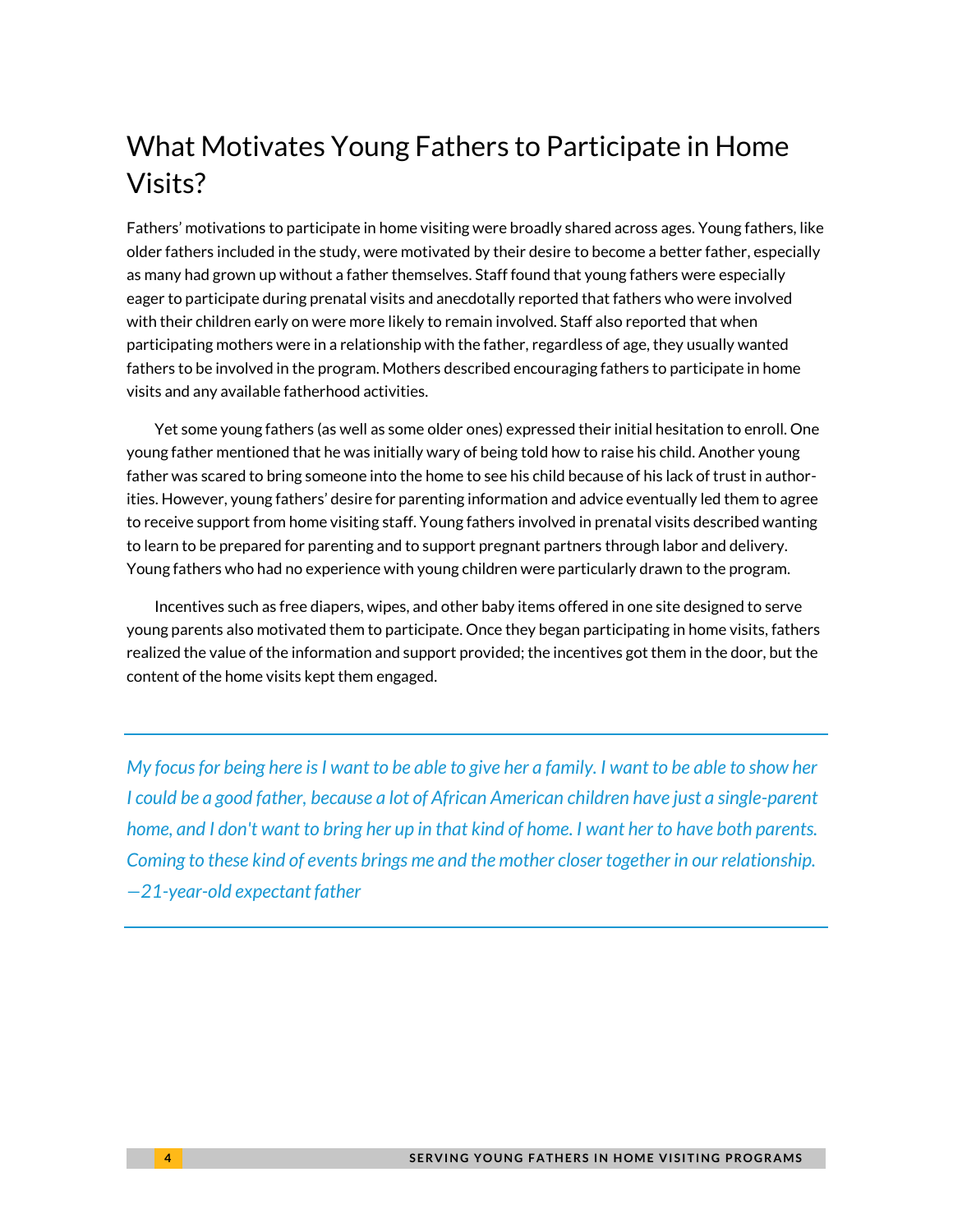# What Motivates Young Fathers to Participate in Home Visits?

Fathers' motivations to participate in home visiting were broadly shared across ages. Young fathers, like older fathers included in the study, were motivated by their desire to become a better father, especially as many had grown up without a father themselves. Staff found that young fathers were especially eager to participate during prenatal visits and anecdotally reported that fathers who were involved with their children early on were more likely to remain involved. Staff also reported that when participating mothers were in a relationship with the father, regardless of age, they usually wanted fathers to be involved in the program. Mothers described encouraging fathers to participate in home visits and any available fatherhood activities.

Yet some young fathers (as well as some older ones) expressed their initial hesitation to enroll. One young father mentioned that he was initially wary of being told how to raise his child. Another young father was scared to bring someone into the home to see his child because of his lack of trust in authorities. However, young fathers' desire for parenting information and advice eventually led them to agree to receive support from home visiting staff. Young fathers involved in prenatal visits described wanting to learn to be prepared for parenting and to support pregnant partners through labor and delivery. Young fathers who had no experience with young children were particularly drawn to the program.

Incentives such as free diapers, wipes, and other baby items offered in one site designed to serve young parents also motivated them to participate. Once they began participating in home visits, fathers realized the value of the information and support provided; the incentives got them in the door, but the content of the home visits kept them engaged.

---

*My focus for being here is I want to be able to give her a family. I want to be able to show her I could be a good father, because a lot of African American children have just a single-parent home, and I don't want to bring her up in that kind of home. I want her to have both parents. Coming to these kind of events brings me and the mother closer together in our relationship.*
*—21-year-old expectant father*

---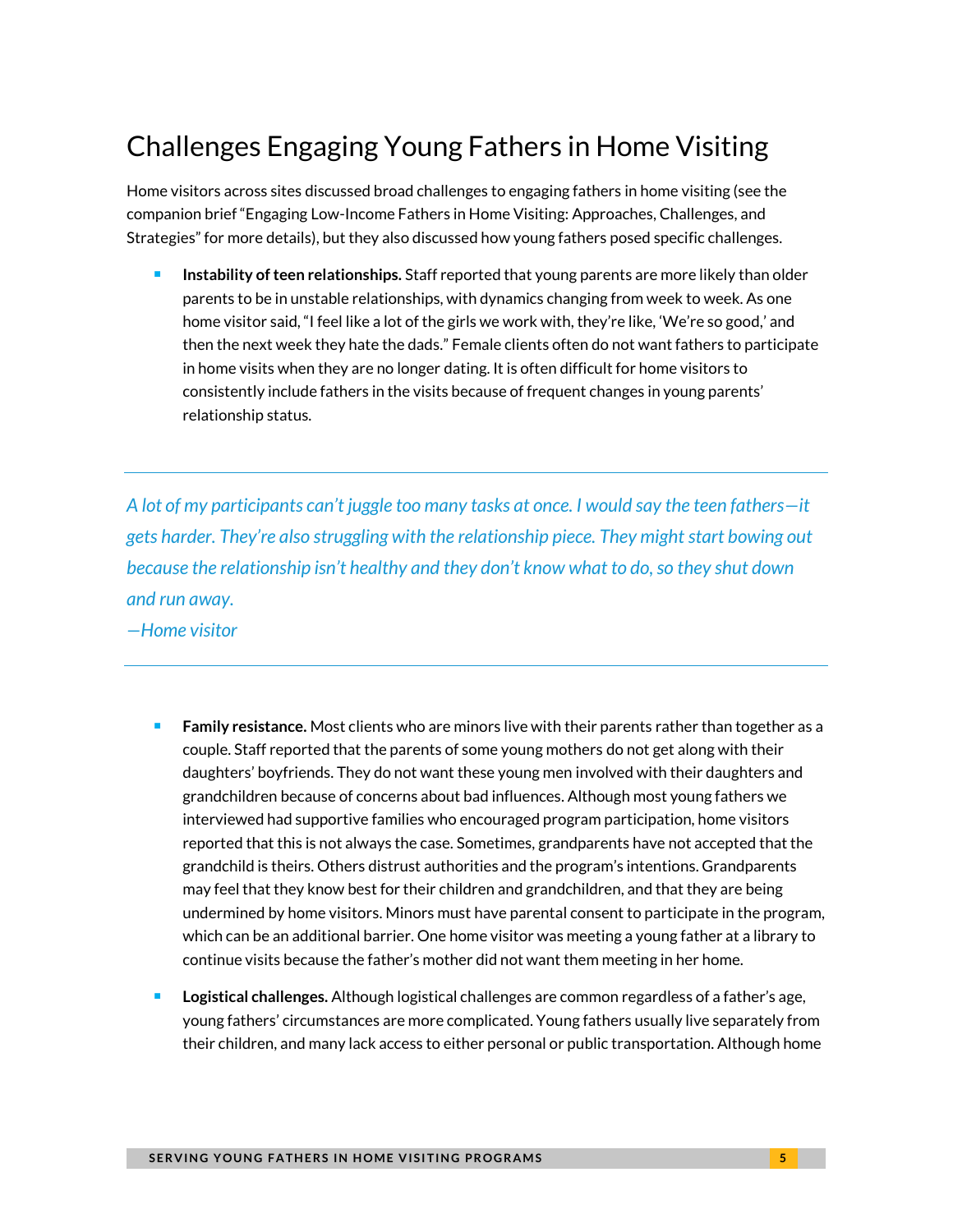## Challenges Engaging Young Fathers in Home Visiting

Home visitors across sites discussed broad challenges to engaging fathers in home visiting (see the companion brief "Engaging Low-Income Fathers in Home Visiting: Approaches, Challenges, and Strategies" for more details), but they also discussed how young fathers posed specific challenges.

- **Instability of teen relationships.** Staff reported that young parents are more likely than older parents to be in unstable relationships, with dynamics changing from week to week. As one home visitor said, "I feel like a lot of the girls we work with, they're like, 'We're so good,' and then the next week they hate the dads." Female clients often do not want fathers to participate in home visits when they are no longer dating. It is often difficult for home visitors to consistently include fathers in the visits because of frequent changes in young parents' relationship status.

---

*A lot of my participants can't juggle too many tasks at once. I would say the teen fathers—it gets harder. They're also struggling with the relationship piece. They might start bowing out because the relationship isn't healthy and they don't know what to do, so they shut down and run away.*
*—Home visitor*

---

- **Family resistance.** Most clients who are minors live with their parents rather than together as a couple. Staff reported that the parents of some young mothers do not get along with their daughters' boyfriends. They do not want these young men involved with their daughters and grandchildren because of concerns about bad influences. Although most young fathers we interviewed had supportive families who encouraged program participation, home visitors reported that this is not always the case. Sometimes, grandparents have not accepted that the grandchild is theirs. Others distrust authorities and the program's intentions. Grandparents may feel that they know best for their children and grandchildren, and that they are being undermined by home visitors. Minors must have parental consent to participate in the program, which can be an additional barrier. One home visitor was meeting a young father at a library to continue visits because the father's mother did not want them meeting in her home.
- **Logistical challenges.** Although logistical challenges are common regardless of a father's age, young fathers' circumstances are more complicated. Young fathers usually live separately from their children, and many lack access to either personal or public transportation. Although home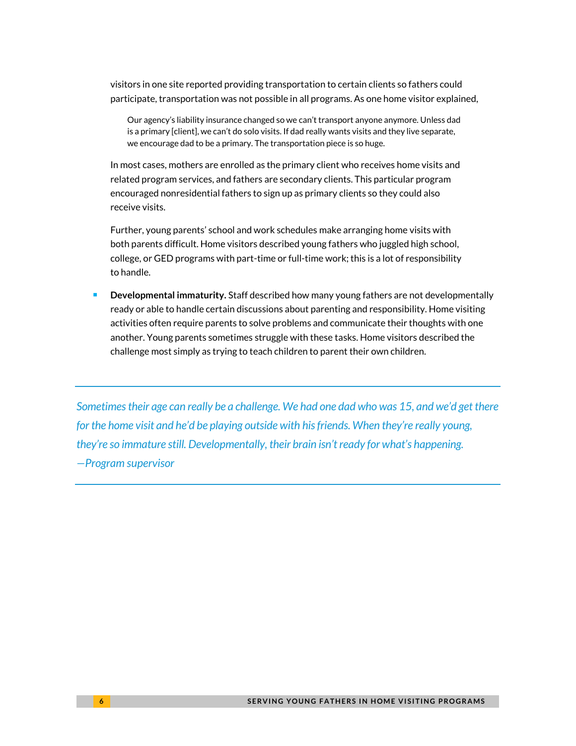visitors in one site reported providing transportation to certain clients so fathers could participate, transportation was not possible in all programs. As one home visitor explained,

> Our agency's liability insurance changed so we can't transport anyone anymore. Unless dad is a primary [client], we can't do solo visits. If dad really wants visits and they live separate, we encourage dad to be a primary. The transportation piece is so huge.

In most cases, mothers are enrolled as the primary client who receives home visits and related program services, and fathers are secondary clients. This particular program encouraged nonresidential fathers to sign up as primary clients so they could also receive visits.

Further, young parents' school and work schedules make arranging home visits with both parents difficult. Home visitors described young fathers who juggled high school, college, or GED programs with part-time or full-time work; this is a lot of responsibility to handle.

- **Developmental immaturity.** Staff described how many young fathers are not developmentally ready or able to handle certain discussions about parenting and responsibility. Home visiting activities often require parents to solve problems and communicate their thoughts with one another. Young parents sometimes struggle with these tasks. Home visitors described the challenge most simply as trying to teach children to parent their own children.

---

*Sometimes their age can really be a challenge. We had one dad who was 15, and we'd get there for the home visit and he'd be playing outside with his friends. When they're really young, they're so immature still. Developmentally, their brain isn't ready for what's happening.*
*—Program supervisor*

---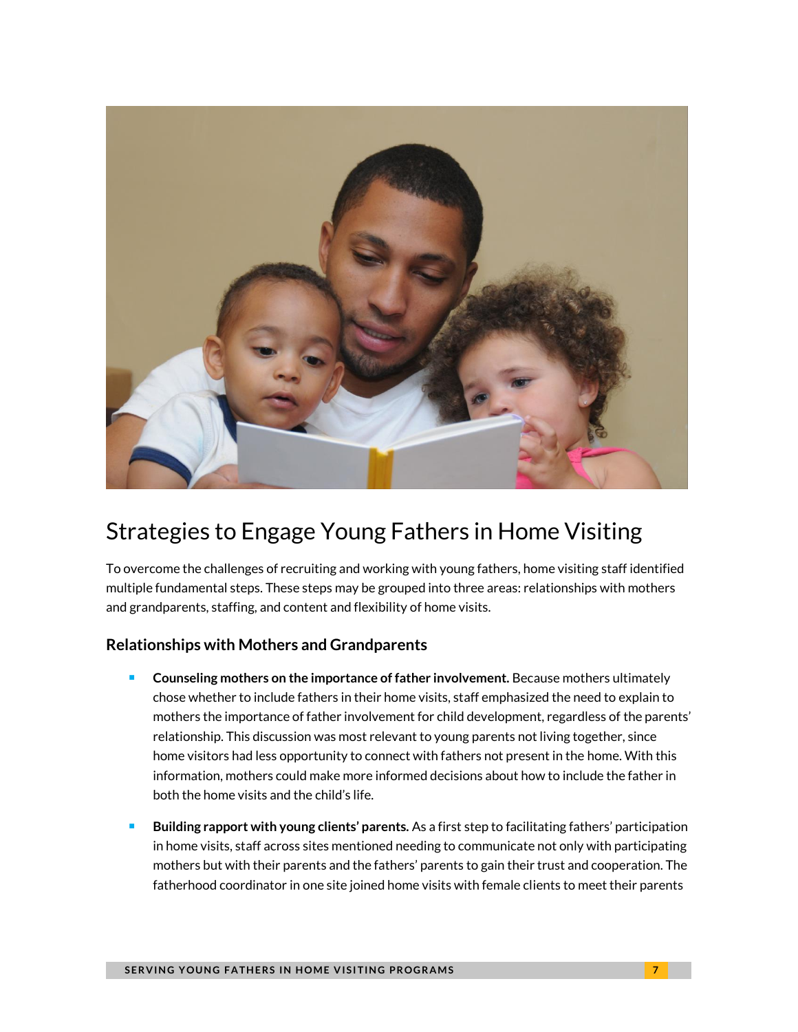# Strategies to Engage Young Fathers in Home Visiting

To overcome the challenges of recruiting and working with young fathers, home visiting staff identified multiple fundamental steps. These steps may be grouped into three areas: relationships with mothers and grandparents, staffing, and content and flexibility of home visits.

## Relationships with Mothers and Grandparents

- **Counseling mothers on the importance of father involvement.** Because mothers ultimately chose whether to include fathers in their home visits, staff emphasized the need to explain to mothers the importance of father involvement for child development, regardless of the parents' relationship. This discussion was most relevant to young parents not living together, since home visitors had less opportunity to connect with fathers not present in the home. With this information, mothers could make more informed decisions about how to include the father in both the home visits and the child's life.

- **Building rapport with young clients' parents.** As a first step to facilitating fathers' participation in home visits, staff across sites mentioned needing to communicate not only with participating mothers but with their parents and the fathers' parents to gain their trust and cooperation. The fatherhood coordinator in one site joined home visits with female clients to meet their parents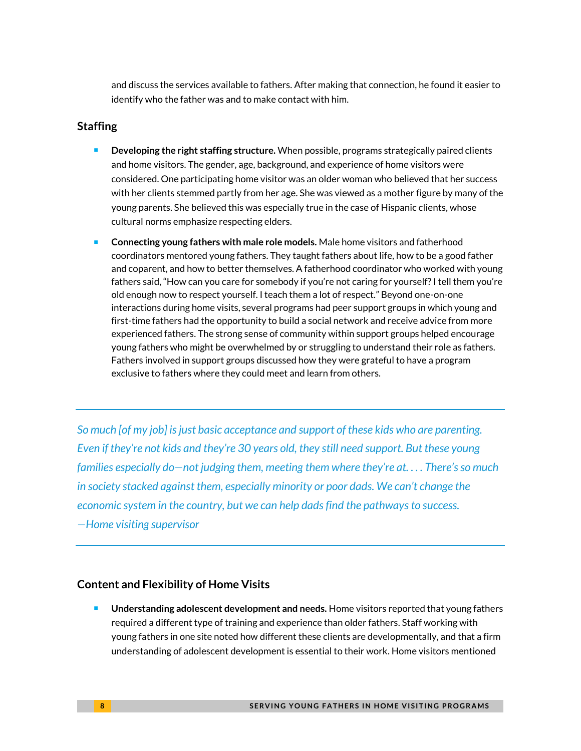and discuss the services available to fathers. After making that connection, he found it easier to identify who the father was and to make contact with him.

## Staffing

- **Developing the right staffing structure.** When possible, programs strategically paired clients and home visitors. The gender, age, background, and experience of home visitors were considered. One participating home visitor was an older woman who believed that her success with her clients stemmed partly from her age. She was viewed as a mother figure by many of the young parents. She believed this was especially true in the case of Hispanic clients, whose cultural norms emphasize respecting elders.
- **Connecting young fathers with male role models.** Male home visitors and fatherhood coordinators mentored young fathers. They taught fathers about life, how to be a good father and coparent, and how to better themselves. A fatherhood coordinator who worked with young fathers said, "How can you care for somebody if you're not caring for yourself? I tell them you're old enough now to respect yourself. I teach them a lot of respect." Beyond one-on-one interactions during home visits, several programs had peer support groups in which young and first-time fathers had the opportunity to build a social network and receive advice from more experienced fathers. The strong sense of community within support groups helped encourage young fathers who might be overwhelmed by or struggling to understand their role as fathers. Fathers involved in support groups discussed how they were grateful to have a program exclusive to fathers where they could meet and learn from others.

---

*So much [of my job] is just basic acceptance and support of these kids who are parenting. Even if they're not kids and they're 30 years old, they still need support. But these young families especially do—not judging them, meeting them where they're at. . . . There's so much in society stacked against them, especially minority or poor dads. We can't change the economic system in the country, but we can help dads find the pathways to success.*
*—Home visiting supervisor*

---

## Content and Flexibility of Home Visits

- **Understanding adolescent development and needs.** Home visitors reported that young fathers required a different type of training and experience than older fathers. Staff working with young fathers in one site noted how different these clients are developmentally, and that a firm understanding of adolescent development is essential to their work. Home visitors mentioned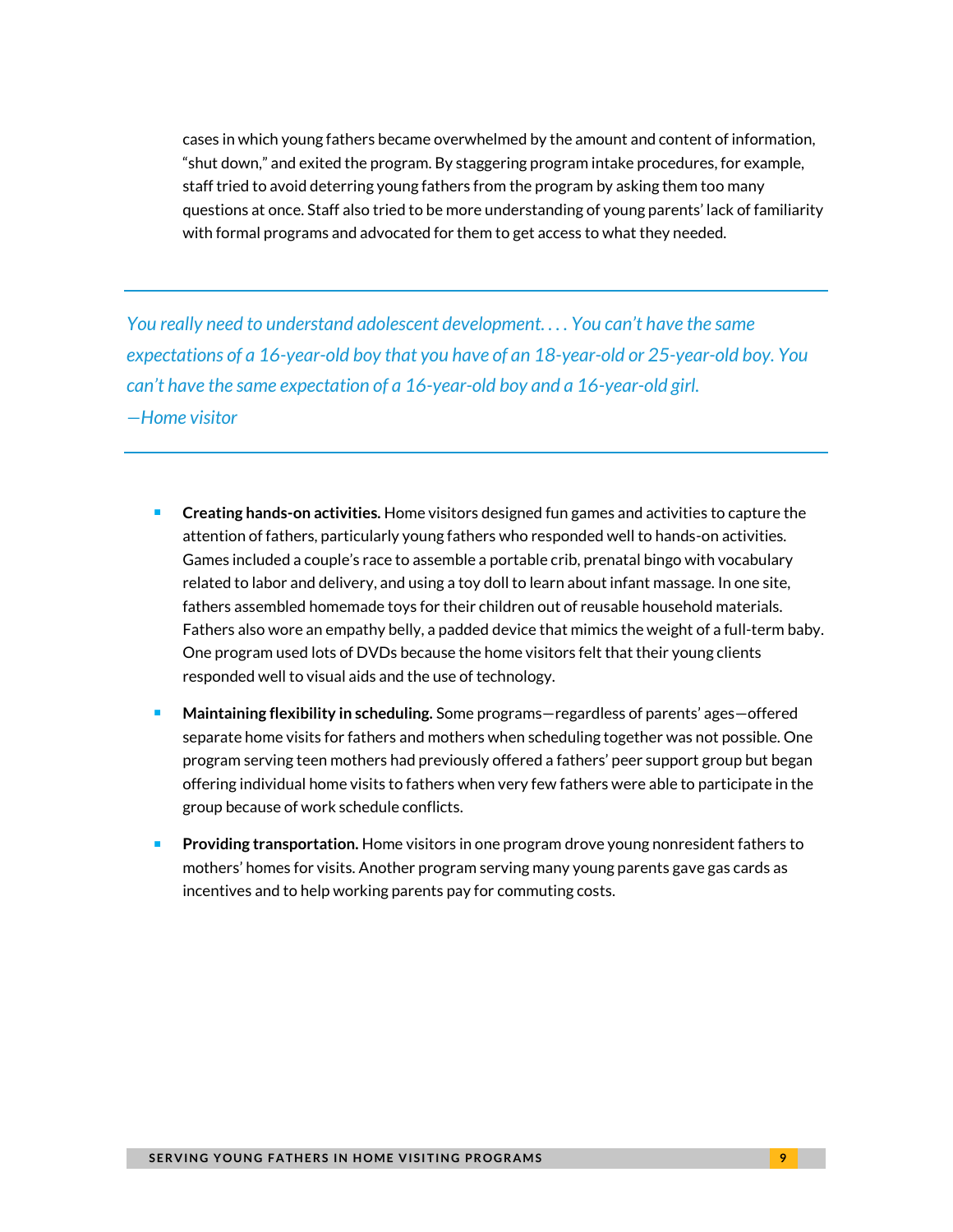cases in which young fathers became overwhelmed by the amount and content of information, "shut down," and exited the program. By staggering program intake procedures, for example, staff tried to avoid deterring young fathers from the program by asking them too many questions at once. Staff also tried to be more understanding of young parents' lack of familiarity with formal programs and advocated for them to get access to what they needed.

---

*You really need to understand adolescent development. . . . You can't have the same expectations of a 16-year-old boy that you have of an 18-year-old or 25-year-old boy. You can't have the same expectation of a 16-year-old boy and a 16-year-old girl.*
*—Home visitor*

---

- **Creating hands-on activities.** Home visitors designed fun games and activities to capture the attention of fathers, particularly young fathers who responded well to hands-on activities. Games included a couple's race to assemble a portable crib, prenatal bingo with vocabulary related to labor and delivery, and using a toy doll to learn about infant massage. In one site, fathers assembled homemade toys for their children out of reusable household materials. Fathers also wore an empathy belly, a padded device that mimics the weight of a full-term baby. One program used lots of DVDs because the home visitors felt that their young clients responded well to visual aids and the use of technology.

- **Maintaining flexibility in scheduling.** Some programs—regardless of parents' ages—offered separate home visits for fathers and mothers when scheduling together was not possible. One program serving teen mothers had previously offered a fathers' peer support group but began offering individual home visits to fathers when very few fathers were able to participate in the group because of work schedule conflicts.

- **Providing transportation.** Home visitors in one program drove young nonresident fathers to mothers' homes for visits. Another program serving many young parents gave gas cards as incentives and to help working parents pay for commuting costs.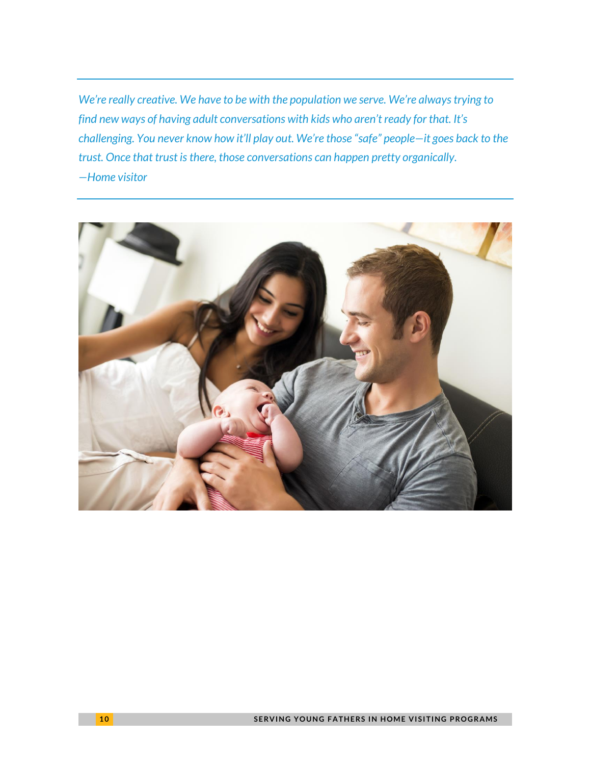*We're really creative. We have to be with the population we serve. We're always trying to find new ways of having adult conversations with kids who aren't ready for that. It's challenging. You never know how it'll play out. We're those "safe" people—it goes back to the trust. Once that trust is there, those conversations can happen pretty organically.*
*—Home visitor*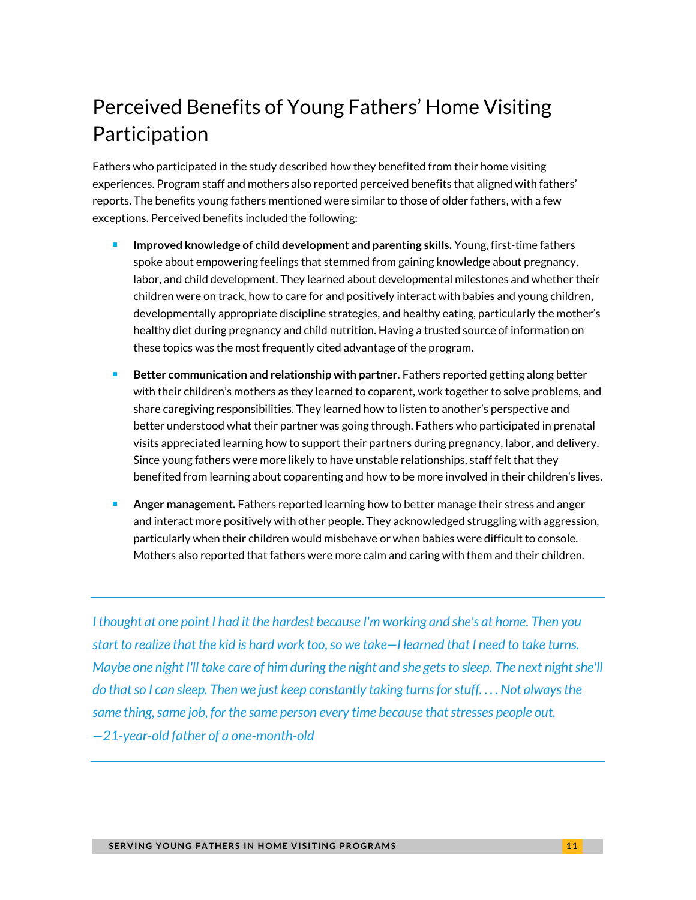# Perceived Benefits of Young Fathers' Home Visiting Participation

Fathers who participated in the study described how they benefited from their home visiting experiences. Program staff and mothers also reported perceived benefits that aligned with fathers' reports. The benefits young fathers mentioned were similar to those of older fathers, with a few exceptions. Perceived benefits included the following:

- **Improved knowledge of child development and parenting skills.** Young, first-time fathers spoke about empowering feelings that stemmed from gaining knowledge about pregnancy, labor, and child development. They learned about developmental milestones and whether their children were on track, how to care for and positively interact with babies and young children, developmentally appropriate discipline strategies, and healthy eating, particularly the mother's healthy diet during pregnancy and child nutrition. Having a trusted source of information on these topics was the most frequently cited advantage of the program.
- **Better communication and relationship with partner.** Fathers reported getting along better with their children's mothers as they learned to coparent, work together to solve problems, and share caregiving responsibilities. They learned how to listen to another's perspective and better understood what their partner was going through. Fathers who participated in prenatal visits appreciated learning how to support their partners during pregnancy, labor, and delivery. Since young fathers were more likely to have unstable relationships, staff felt that they benefited from learning about coparenting and how to be more involved in their children's lives.
- **Anger management.** Fathers reported learning how to better manage their stress and anger and interact more positively with other people. They acknowledged struggling with aggression, particularly when their children would misbehave or when babies were difficult to console. Mothers also reported that fathers were more calm and caring with them and their children.

---

*I thought at one point I had it the hardest because I'm working and she's at home. Then you start to realize that the kid is hard work too, so we take—I learned that I need to take turns. Maybe one night I'll take care of him during the night and she gets to sleep. The next night she'll do that so I can sleep. Then we just keep constantly taking turns for stuff. . . . Not always the same thing, same job, for the same person every time because that stresses people out.*
*—21-year-old father of a one-month-old*

---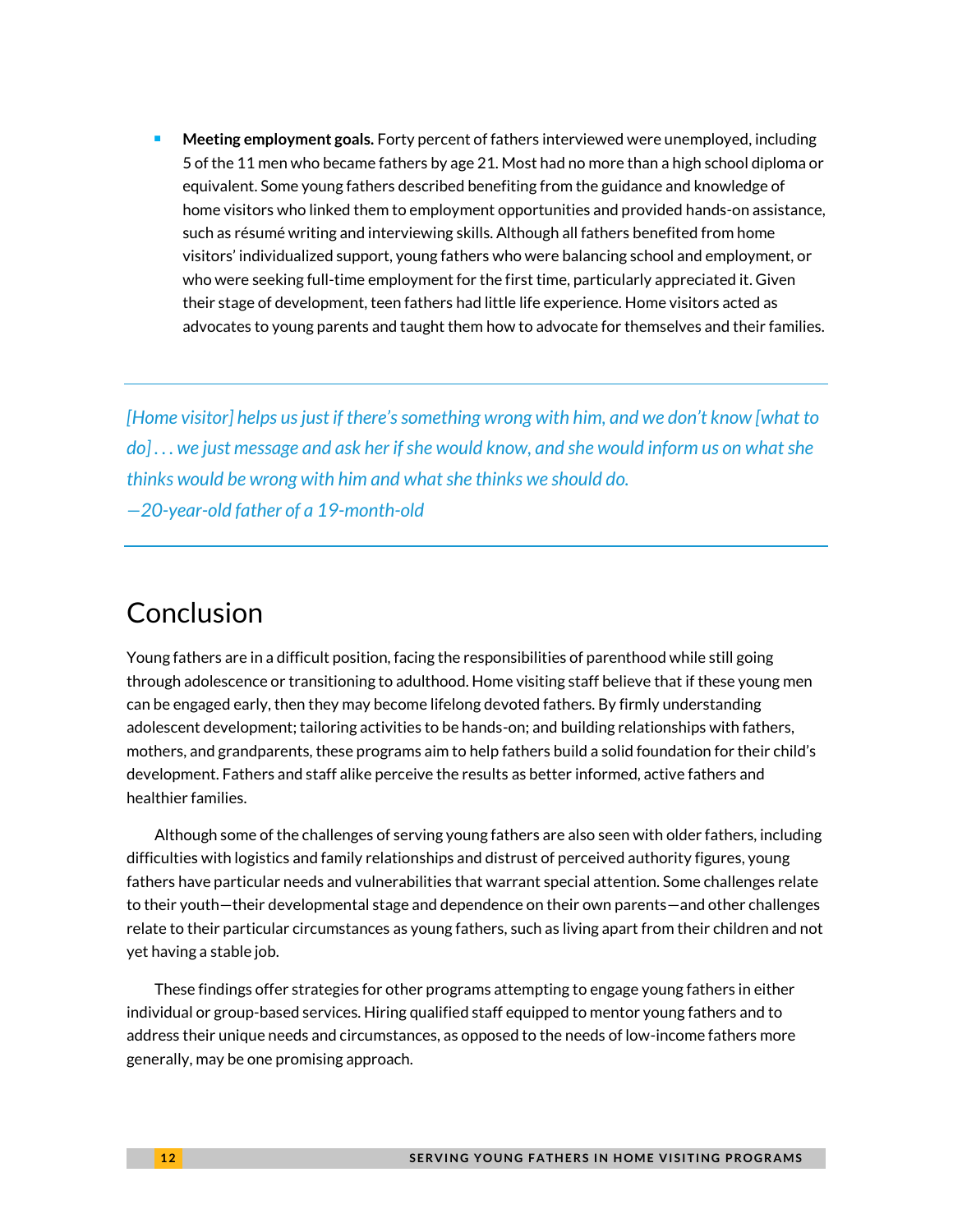- **Meeting employment goals.** Forty percent of fathers interviewed were unemployed, including 5 of the 11 men who became fathers by age 21. Most had no more than a high school diploma or equivalent. Some young fathers described benefiting from the guidance and knowledge of home visitors who linked them to employment opportunities and provided hands-on assistance, such as résumé writing and interviewing skills. Although all fathers benefited from home visitors' individualized support, young fathers who were balancing school and employment, or who were seeking full-time employment for the first time, particularly appreciated it. Given their stage of development, teen fathers had little life experience. Home visitors acted as advocates to young parents and taught them how to advocate for themselves and their families.

---

*[Home visitor] helps us just if there's something wrong with him, and we don't know [what to do] . . . we just message and ask her if she would know, and she would inform us on what she thinks would be wrong with him and what she thinks we should do.*
*—20-year-old father of a 19-month-old*

---

## Conclusion

Young fathers are in a difficult position, facing the responsibilities of parenthood while still going through adolescence or transitioning to adulthood. Home visiting staff believe that if these young men can be engaged early, then they may become lifelong devoted fathers. By firmly understanding adolescent development; tailoring activities to be hands-on; and building relationships with fathers, mothers, and grandparents, these programs aim to help fathers build a solid foundation for their child's development. Fathers and staff alike perceive the results as better informed, active fathers and healthier families.

Although some of the challenges of serving young fathers are also seen with older fathers, including difficulties with logistics and family relationships and distrust of perceived authority figures, young fathers have particular needs and vulnerabilities that warrant special attention. Some challenges relate to their youth—their developmental stage and dependence on their own parents—and other challenges relate to their particular circumstances as young fathers, such as living apart from their children and not yet having a stable job.

These findings offer strategies for other programs attempting to engage young fathers in either individual or group-based services. Hiring qualified staff equipped to mentor young fathers and to address their unique needs and circumstances, as opposed to the needs of low-income fathers more generally, may be one promising approach.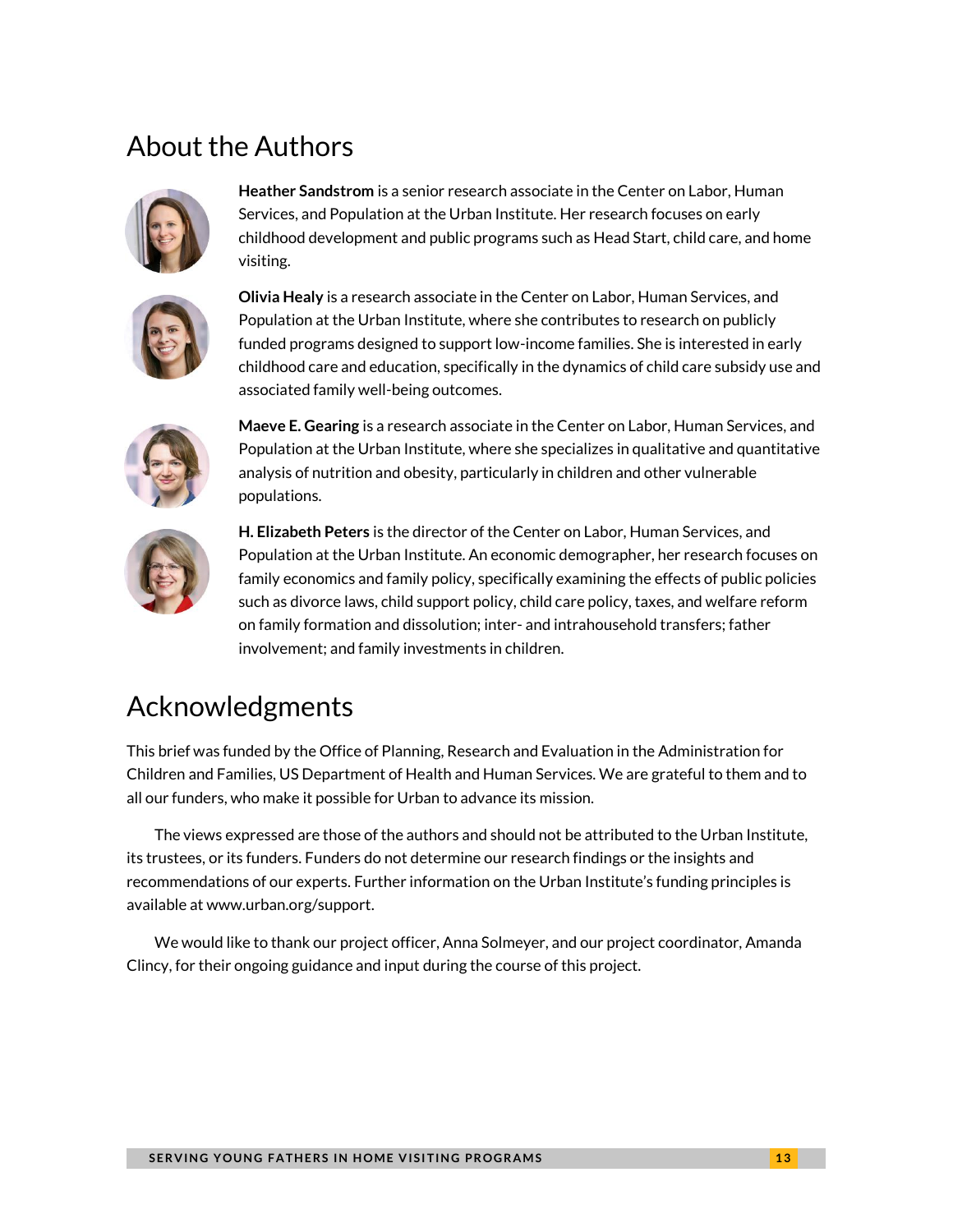## About the Authors

**Heather Sandstrom** is a senior research associate in the Center on Labor, Human Services, and Population at the Urban Institute. Her research focuses on early childhood development and public programs such as Head Start, child care, and home visiting.

**Olivia Healy** is a research associate in the Center on Labor, Human Services, and Population at the Urban Institute, where she contributes to research on publicly funded programs designed to support low-income families. She is interested in early childhood care and education, specifically in the dynamics of child care subsidy use and associated family well-being outcomes.

**Maeve E. Gearing** is a research associate in the Center on Labor, Human Services, and Population at the Urban Institute, where she specializes in qualitative and quantitative analysis of nutrition and obesity, particularly in children and other vulnerable populations.

**H. Elizabeth Peters** is the director of the Center on Labor, Human Services, and Population at the Urban Institute. An economic demographer, her research focuses on family economics and family policy, specifically examining the effects of public policies such as divorce laws, child support policy, child care policy, taxes, and welfare reform on family formation and dissolution; inter- and intrahousehold transfers; father involvement; and family investments in children.

## Acknowledgments

This brief was funded by the Office of Planning, Research and Evaluation in the Administration for Children and Families, US Department of Health and Human Services. We are grateful to them and to all our funders, who make it possible for Urban to advance its mission.

The views expressed are those of the authors and should not be attributed to the Urban Institute, its trustees, or its funders. Funders do not determine our research findings or the insights and recommendations of our experts. Further information on the Urban Institute's funding principles is available at www.urban.org/support.

We would like to thank our project officer, Anna Solmeyer, and our project coordinator, Amanda Clincy, for their ongoing guidance and input during the course of this project.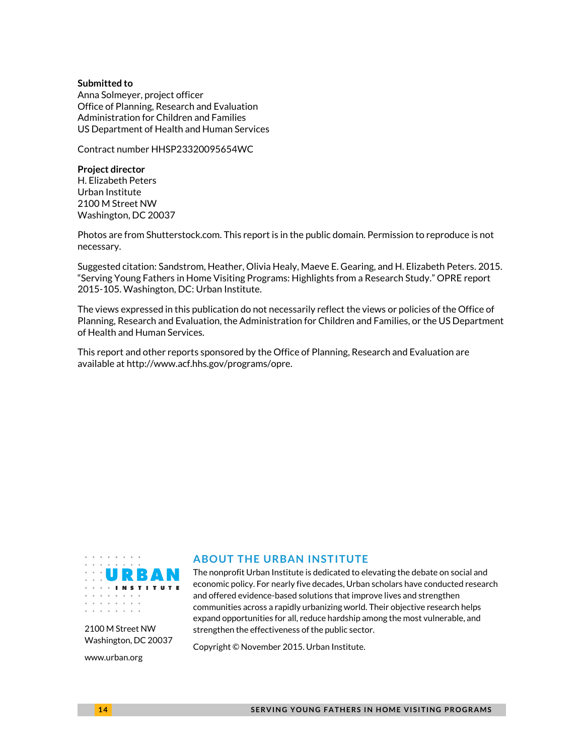**Submitted to**
Anna Solmeyer, project officer
Office of Planning, Research and Evaluation
Administration for Children and Families
US Department of Health and Human Services

Contract number HHSP23320095654WC

**Project director**
H. Elizabeth Peters
Urban Institute
2100 M Street NW
Washington, DC 20037

Photos are from Shutterstock.com. This report is in the public domain. Permission to reproduce is not necessary.

Suggested citation: Sandstrom, Heather, Olivia Healy, Maeve E. Gearing, and H. Elizabeth Peters. 2015. "Serving Young Fathers in Home Visiting Programs: Highlights from a Research Study." OPRE report 2015-105. Washington, DC: Urban Institute.

The views expressed in this publication do not necessarily reflect the views or policies of the Office of Planning, Research and Evaluation, the Administration for Children and Families, or the US Department of Health and Human Services.

This report and other reports sponsored by the Office of Planning, Research and Evaluation are available at http://www.acf.hhs.gov/programs/opre.

URBAN INSTITUTE

2100 M Street NW
Washington, DC 20037

www.urban.org

## ABOUT THE URBAN INSTITUTE

The nonprofit Urban Institute is dedicated to elevating the debate on social and economic policy. For nearly five decades, Urban scholars have conducted research and offered evidence-based solutions that improve lives and strengthen communities across a rapidly urbanizing world. Their objective research helps expand opportunities for all, reduce hardship among the most vulnerable, and strengthen the effectiveness of the public sector.

Copyright © November 2015. Urban Institute.